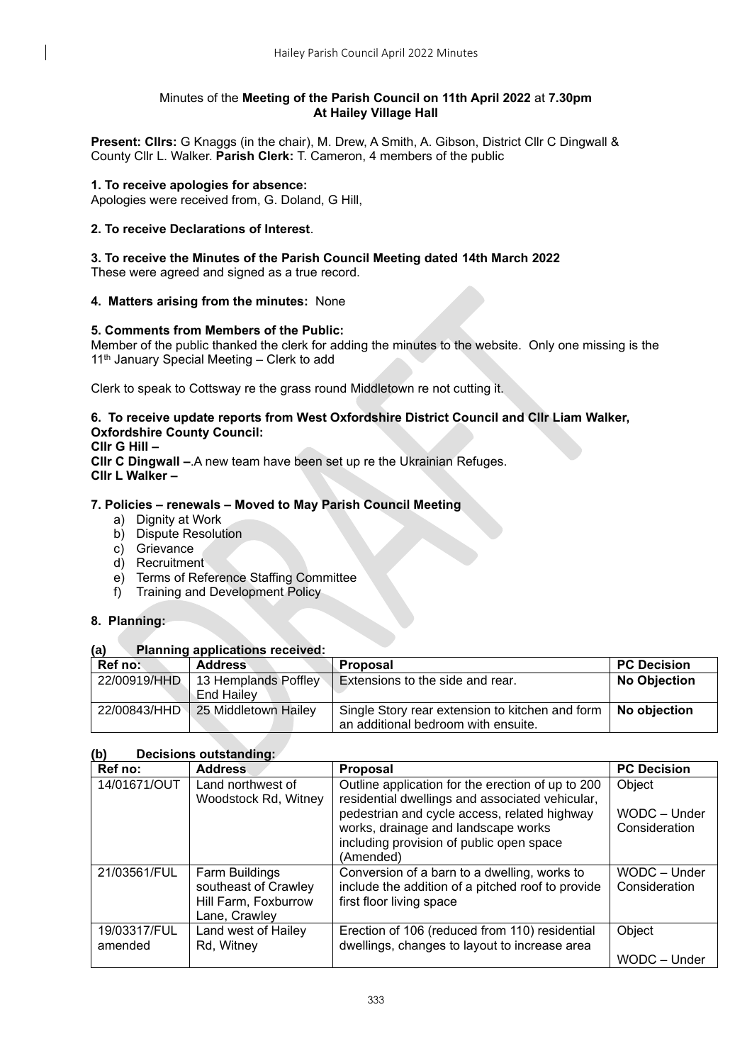Minutes of the **Meeting of the Parish Council on 11th April 2022** at **7.30pm**
**At Hailey Village Hall**

**Present: Cllrs:** G Knaggs (in the chair), M. Drew, A Smith, A. Gibson, District Cllr C Dingwall & County Cllr L. Walker. **Parish Clerk:** T. Cameron, 4 members of the public

**1. To receive apologies for absence:**
Apologies were received from, G. Doland, G Hill,

**2. To receive Declarations of Interest**.

**3. To receive the Minutes of the Parish Council Meeting dated 14th March 2022**
These were agreed and signed as a true record.

**4. Matters arising from the minutes:** None

**5. Comments from Members of the Public:**
Member of the public thanked the clerk for adding the minutes to the website. Only one missing is the 11th January Special Meeting – Clerk to add

Clerk to speak to Cottsway re the grass round Middletown re not cutting it.

**6. To receive update reports from West Oxfordshire District Council and Cllr Liam Walker, Oxfordshire County Council:**
**Cllr G Hill –**
**Cllr C Dingwall –**.A new team have been set up re the Ukrainian Refuges.
**Cllr L Walker –**

**7. Policies – renewals – Moved to May Parish Council Meeting**

a) Dignity at Work
b) Dispute Resolution
c) Grievance
d) Recruitment
e) Terms of Reference Staffing Committee
f) Training and Development Policy

**8. Planning:**

**(a) Planning applications received:**

| Ref no: | Address | Proposal | PC Decision |
|---|---|---|---|
| 22/00919/HHD | 13 Hemplands Poffley End Hailey | Extensions to the side and rear. | **No Objection** |
| 22/00843/HHD | 25 Middletown Hailey | Single Story rear extension to kitchen and form an additional bedroom with ensuite. | **No objection** |

**(b) Decisions outstanding:**

| Ref no: | Address | Proposal | PC Decision |
|---|---|---|---|
| 14/01671/OUT | Land northwest of Woodstock Rd, Witney | Outline application for the erection of up to 200 residential dwellings and associated vehicular, pedestrian and cycle access, related highway works, drainage and landscape works including provision of public open space (Amended) | Object<br><br>WODC – Under Consideration |
| 21/03561/FUL | Farm Buildings southeast of Crawley Hill Farm, Foxburrow Lane, Crawley | Conversion of a barn to a dwelling, works to include the addition of a pitched roof to provide first floor living space | WODC – Under Consideration |
| 19/03317/FUL amended | Land west of Hailey Rd, Witney | Erection of 106 (reduced from 110) residential dwellings, changes to layout to increase area | Object<br><br>WODC – Under |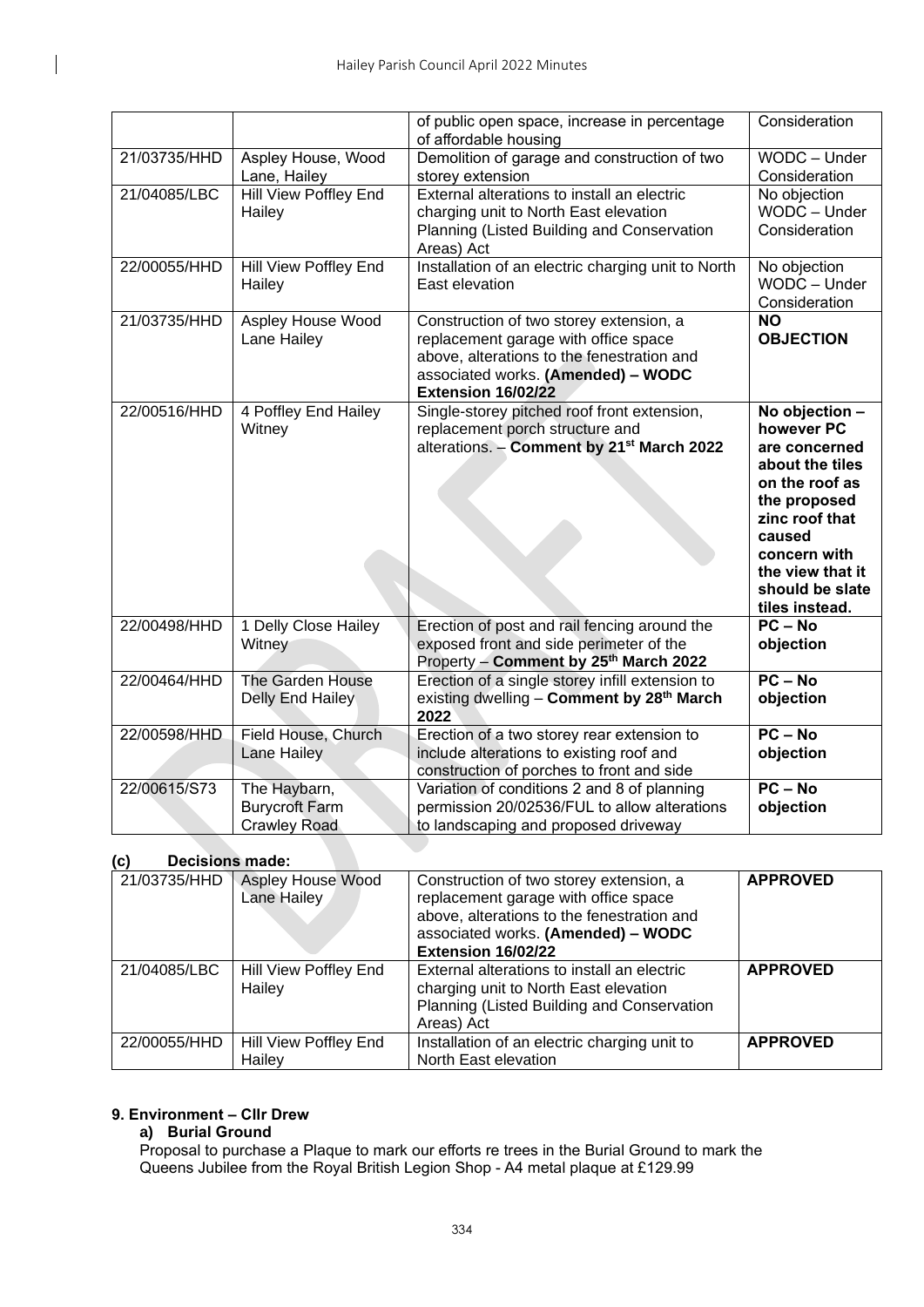|  |  | of public open space, increase in percentage of affordable housing | Consideration |
|---|---|---|---|
| 21/03735/HHD | Aspley House, Wood Lane, Hailey | Demolition of garage and construction of two storey extension | WODC – Under Consideration |
| 21/04085/LBC | Hill View Poffley End Hailey | External alterations to install an electric charging unit to North East elevation Planning (Listed Building and Conservation Areas) Act | No objection WODC – Under Consideration |
| 22/00055/HHD | Hill View Poffley End Hailey | Installation of an electric charging unit to North East elevation | No objection WODC – Under Consideration |
| 21/03735/HHD | Aspley House Wood Lane Hailey | Construction of two storey extension, a replacement garage with office space above, alterations to the fenestration and associated works. **(Amended) – WODC Extension 16/02/22** | **NO OBJECTION** |
| 22/00516/HHD | 4 Poffley End Hailey Witney | Single-storey pitched roof front extension, replacement porch structure and alterations. – **Comment by 21st March 2022** | **No objection – however PC are concerned about the tiles on the roof as the proposed zinc roof that caused concern with the view that it should be slate tiles instead.** |
| 22/00498/HHD | 1 Delly Close Hailey Witney | Erection of post and rail fencing around the exposed front and side perimeter of the Property – **Comment by 25th March 2022** | **PC – No objection** |
| 22/00464/HHD | The Garden House Delly End Hailey | Erection of a single storey infill extension to existing dwelling – **Comment by 28th March 2022** | **PC – No objection** |
| 22/00598/HHD | Field House, Church Lane Hailey | Erection of a two storey rear extension to include alterations to existing roof and construction of porches to front and side | **PC – No objection** |
| 22/00615/S73 | The Haybarn, Burycroft Farm Crawley Road | Variation of conditions 2 and 8 of planning permission 20/02536/FUL to allow alterations to landscaping and proposed driveway | **PC – No objection** |

**(c) Decisions made:**

| 21/03735/HHD | Aspley House Wood Lane Hailey | Construction of two storey extension, a replacement garage with office space above, alterations to the fenestration and associated works. **(Amended) – WODC Extension 16/02/22** | **APPROVED** |
|---|---|---|---|
| 21/04085/LBC | Hill View Poffley End Hailey | External alterations to install an electric charging unit to North East elevation Planning (Listed Building and Conservation Areas) Act | **APPROVED** |
| 22/00055/HHD | Hill View Poffley End Hailey | Installation of an electric charging unit to North East elevation | **APPROVED** |

**9. Environment – Cllr Drew**

**a) Burial Ground**

Proposal to purchase a Plaque to mark our efforts re trees in the Burial Ground to mark the Queens Jubilee from the Royal British Legion Shop - A4 metal plaque at £129.99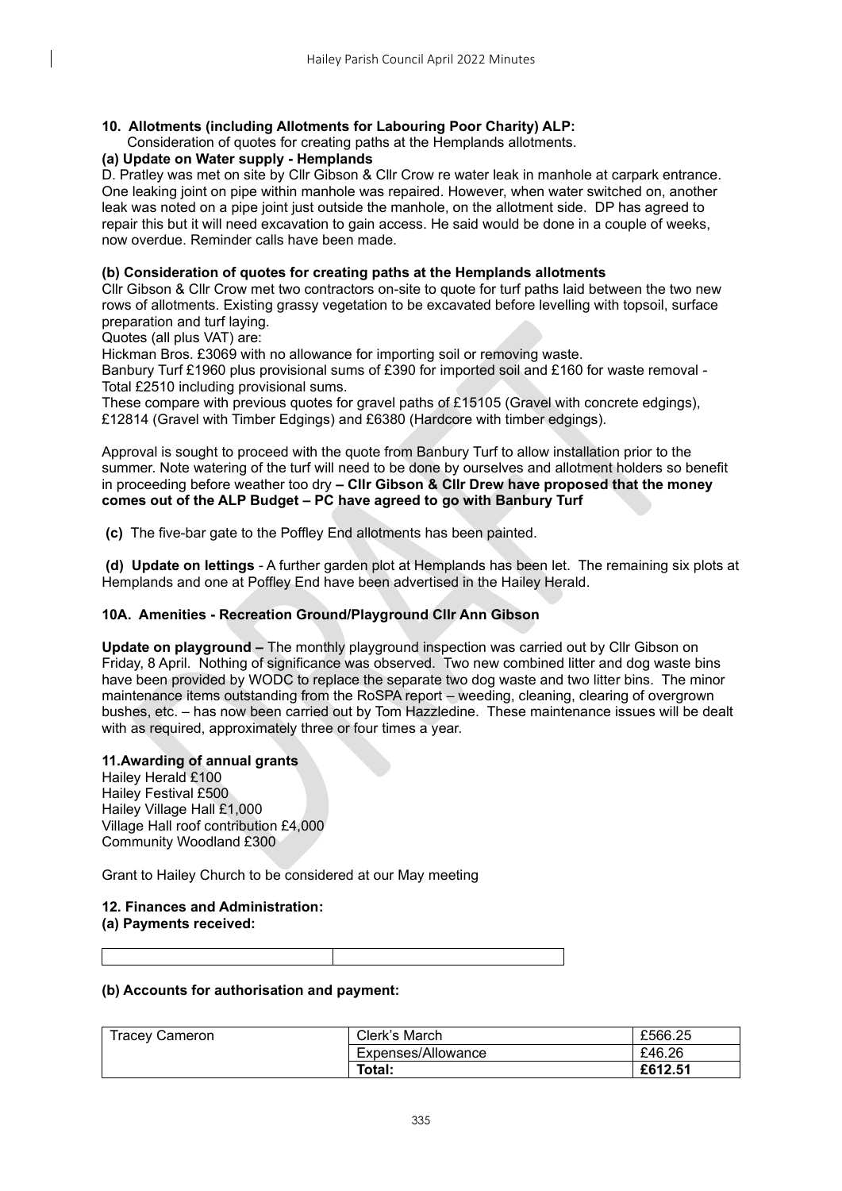**10. Allotments (including Allotments for Labouring Poor Charity) ALP:**

Consideration of quotes for creating paths at the Hemplands allotments.

**(a) Update on Water supply - Hemplands**

D. Pratley was met on site by Cllr Gibson & Cllr Crow re water leak in manhole at carpark entrance. One leaking joint on pipe within manhole was repaired. However, when water switched on, another leak was noted on a pipe joint just outside the manhole, on the allotment side. DP has agreed to repair this but it will need excavation to gain access. He said would be done in a couple of weeks, now overdue. Reminder calls have been made.

**(b) Consideration of quotes for creating paths at the Hemplands allotments**

Cllr Gibson & Cllr Crow met two contractors on-site to quote for turf paths laid between the two new rows of allotments. Existing grassy vegetation to be excavated before levelling with topsoil, surface preparation and turf laying.

Quotes (all plus VAT) are:

Hickman Bros. £3069 with no allowance for importing soil or removing waste.

Banbury Turf £1960 plus provisional sums of £390 for imported soil and £160 for waste removal - Total £2510 including provisional sums.

These compare with previous quotes for gravel paths of £15105 (Gravel with concrete edgings), £12814 (Gravel with Timber Edgings) and £6380 (Hardcore with timber edgings).

Approval is sought to proceed with the quote from Banbury Turf to allow installation prior to the summer. Note watering of the turf will need to be done by ourselves and allotment holders so benefit in proceeding before weather too dry **– Cllr Gibson & Cllr Drew have proposed that the money comes out of the ALP Budget – PC have agreed to go with Banbury Turf**

**(c)** The five-bar gate to the Poffley End allotments has been painted.

**(d) Update on lettings** - A further garden plot at Hemplands has been let. The remaining six plots at Hemplands and one at Poffley End have been advertised in the Hailey Herald.

**10A. Amenities - Recreation Ground/Playground Cllr Ann Gibson**

**Update on playground –** The monthly playground inspection was carried out by Cllr Gibson on Friday, 8 April. Nothing of significance was observed. Two new combined litter and dog waste bins have been provided by WODC to replace the separate two dog waste and two litter bins. The minor maintenance items outstanding from the RoSPA report – weeding, cleaning, clearing of overgrown bushes, etc. – has now been carried out by Tom Hazzledine. These maintenance issues will be dealt with as required, approximately three or four times a year.

**11.Awarding of annual grants**

Hailey Herald £100
Hailey Festival £500
Hailey Village Hall £1,000
Village Hall roof contribution £4,000
Community Woodland £300

Grant to Hailey Church to be considered at our May meeting

**12. Finances and Administration:**

**(a) Payments received:**

| | |
|---|---|

**(b) Accounts for authorisation and payment:**

| | | |
|---|---|---|
| Tracey Cameron | Clerk's March | £566.25 |
| | Expenses/Allowance | £46.26 |
| | **Total:** | **£612.51** |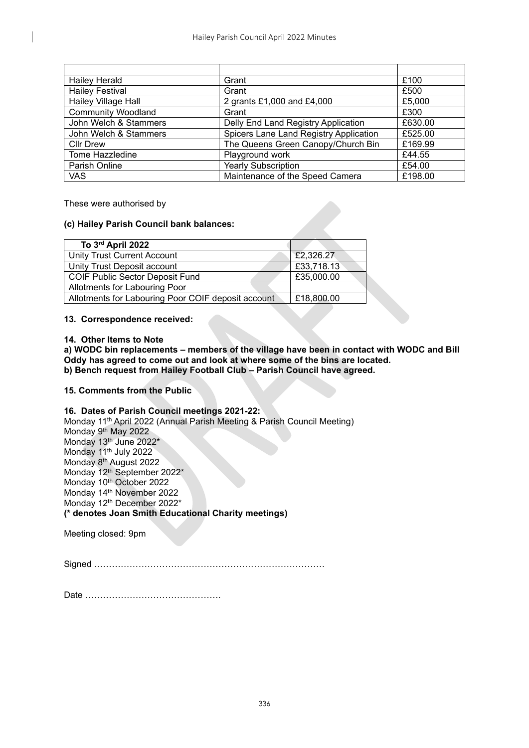| | | |
|---|---|---|
| Hailey Herald | Grant | £100 |
| Hailey Festival | Grant | £500 |
| Hailey Village Hall | 2 grants £1,000 and £4,000 | £5,000 |
| Community Woodland | Grant | £300 |
| John Welch & Stammers | Delly End Land Registry Application | £630.00 |
| John Welch & Stammers | Spicers Lane Land Registry Application | £525.00 |
| Cllr Drew | The Queens Green Canopy/Church Bin | £169.99 |
| Tome Hazzledine | Playground work | £44.55 |
| Parish Online | Yearly Subscription | £54.00 |
| VAS | Maintenance of the Speed Camera | £198.00 |

These were authorised by

**(c) Hailey Parish Council bank balances:**

| To 3rd April 2022 | |
|---|---|
| Unity Trust Current Account | £2,326.27 |
| Unity Trust Deposit account | £33,718.13 |
| COIF Public Sector Deposit Fund | £35,000.00 |
| Allotments for Labouring Poor | |
| Allotments for Labouring Poor COIF deposit account | £18,800.00 |

**13. Correspondence received:**

**14. Other Items to Note**

**a) WODC bin replacements – members of the village have been in contact with WODC and Bill Oddy has agreed to come out and look at where some of the bins are located.**
**b) Bench request from Hailey Football Club – Parish Council have agreed.**

**15. Comments from the Public**

**16. Dates of Parish Council meetings 2021-22:**

Monday 11th April 2022 (Annual Parish Meeting & Parish Council Meeting)
Monday 9th May 2022
Monday 13th June 2022*
Monday 11th July 2022
Monday 8th August 2022
Monday 12th September 2022*
Monday 10th October 2022
Monday 14th November 2022
Monday 12th December 2022*
**(* denotes Joan Smith Educational Charity meetings)**

Meeting closed: 9pm

Signed ……………………………………………………………………

Date ……………………………………….